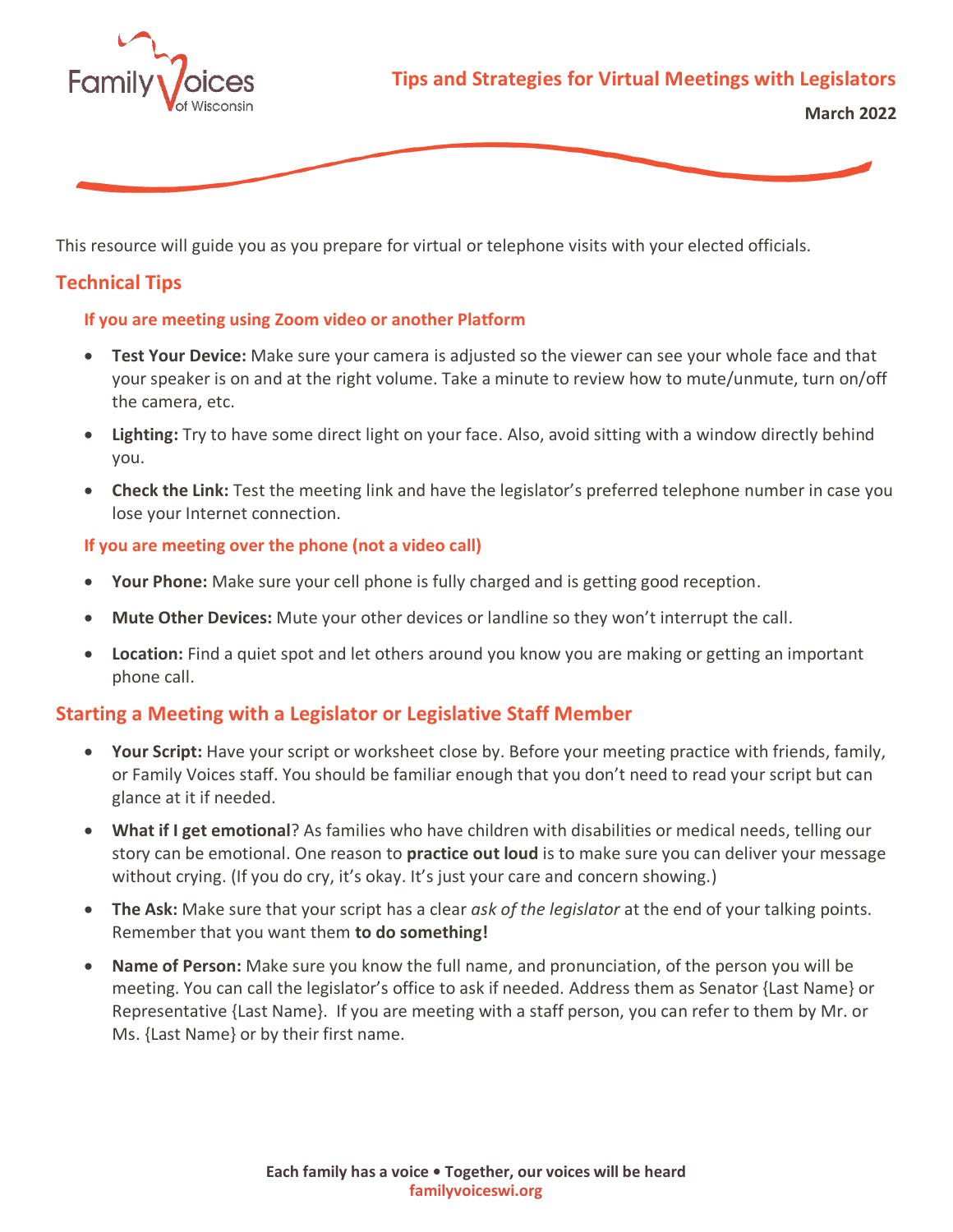# Tips and Strategies for Virtual Meetings with Legislators

**March 2022**

This resource will guide you as you prepare for virtual or telephone visits with your elected officials.

## Technical Tips

### If you are meeting using Zoom video or another Platform

- **Test Your Device:** Make sure your camera is adjusted so the viewer can see your whole face and that your speaker is on and at the right volume. Take a minute to review how to mute/unmute, turn on/off the camera, etc.
- **Lighting:** Try to have some direct light on your face. Also, avoid sitting with a window directly behind you.
- **Check the Link:** Test the meeting link and have the legislator's preferred telephone number in case you lose your Internet connection.

### If you are meeting over the phone (not a video call)

- **Your Phone:** Make sure your cell phone is fully charged and is getting good reception.
- **Mute Other Devices:** Mute your other devices or landline so they won't interrupt the call.
- **Location:** Find a quiet spot and let others around you know you are making or getting an important phone call.

## Starting a Meeting with a Legislator or Legislative Staff Member

- **Your Script:** Have your script or worksheet close by. Before your meeting practice with friends, family, or Family Voices staff. You should be familiar enough that you don't need to read your script but can glance at it if needed.
- **What if I get emotional**? As families who have children with disabilities or medical needs, telling our story can be emotional. One reason to **practice out loud** is to make sure you can deliver your message without crying. (If you do cry, it's okay. It's just your care and concern showing.)
- **The Ask:** Make sure that your script has a clear *ask of the legislator* at the end of your talking points. Remember that you want them **to do something!**
- **Name of Person:** Make sure you know the full name, and pronunciation, of the person you will be meeting. You can call the legislator's office to ask if needed. Address them as Senator {Last Name} or Representative {Last Name}. If you are meeting with a staff person, you can refer to them by Mr. or Ms. {Last Name} or by their first name.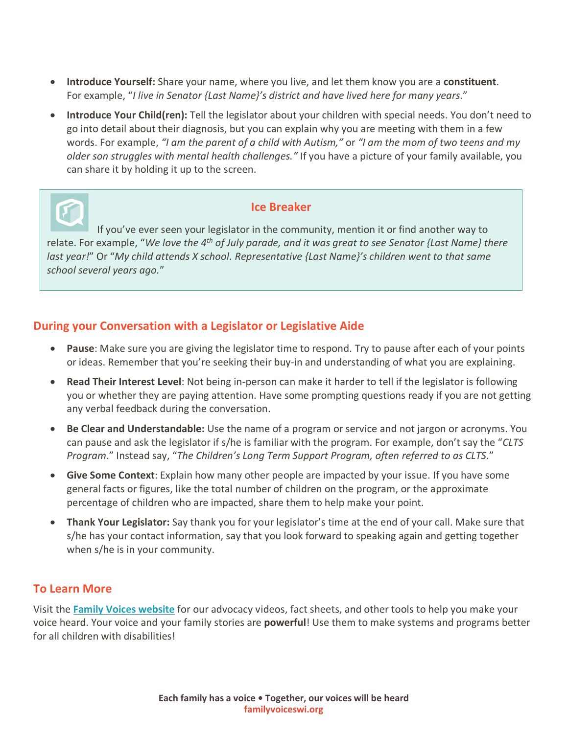- **Introduce Yourself:** Share your name, where you live, and let them know you are a **constituent**. For example, "*I live in Senator {Last Name}'s district and have lived here for many years*."
- **Introduce Your Child(ren):** Tell the legislator about your children with special needs. You don't need to go into detail about their diagnosis, but you can explain why you are meeting with them in a few words. For example, *"I am the parent of a child with Autism,"* or *"I am the mom of two teens and my older son struggles with mental health challenges."* If you have a picture of your family available, you can share it by holding it up to the screen.

### Ice Breaker

If you've ever seen your legislator in the community, mention it or find another way to relate. For example, "*We love the 4th of July parade, and it was great to see Senator {Last Name} there last year!*" Or "*My child attends X school. Representative {Last Name}'s children went to that same school several years ago.*"

## During your Conversation with a Legislator or Legislative Aide

- **Pause**: Make sure you are giving the legislator time to respond. Try to pause after each of your points or ideas. Remember that you're seeking their buy-in and understanding of what you are explaining.
- **Read Their Interest Level**: Not being in-person can make it harder to tell if the legislator is following you or whether they are paying attention. Have some prompting questions ready if you are not getting any verbal feedback during the conversation.
- **Be Clear and Understandable:** Use the name of a program or service and not jargon or acronyms. You can pause and ask the legislator if s/he is familiar with the program. For example, don't say the "*CLTS Program*." Instead say, "*The Children's Long Term Support Program, often referred to as CLTS*."
- **Give Some Context**: Explain how many other people are impacted by your issue. If you have some general facts or figures, like the total number of children on the program, or the approximate percentage of children who are impacted, share them to help make your point.
- **Thank Your Legislator:** Say thank you for your legislator's time at the end of your call. Make sure that s/he has your contact information, say that you look forward to speaking again and getting together when s/he is in your community.

## To Learn More

Visit the **Family Voices website** for our advocacy videos, fact sheets, and other tools to help you make your voice heard. Your voice and your family stories are **powerful**! Use them to make systems and programs better for all children with disabilities!

**Each family has a voice • Together, our voices will be heard**
familyvoiceswi.org